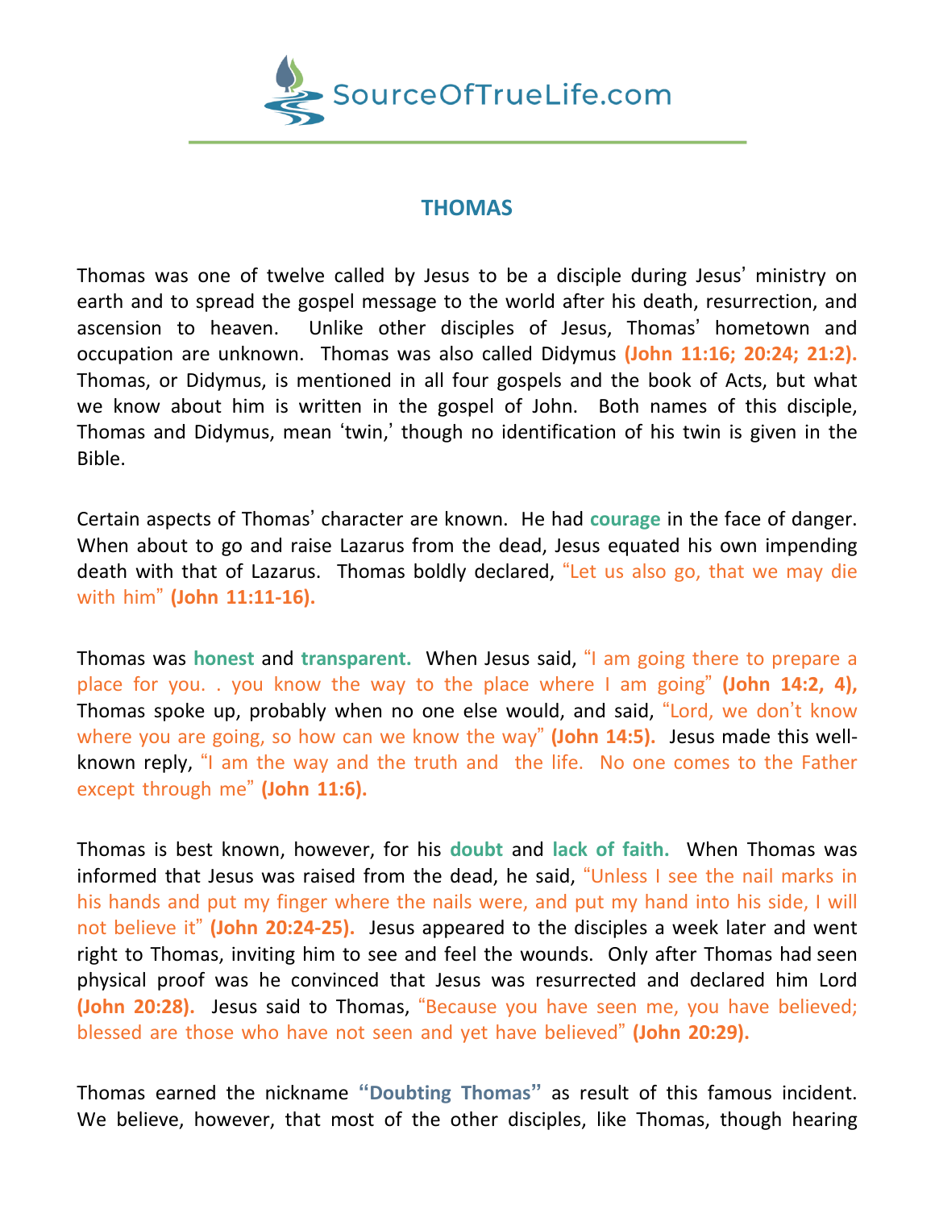# THOMAS

Thomas was one of twelve called by Jesus to be a disciple during Jesus' ministry on earth and to spread the gospel message to the world after his death, resurrection, and ascension to heaven. Unlike other disciples of Jesus, Thomas' hometown and occupation are unknown. Thomas was also called Didymus **(John 11:16; 20:24; 21:2).** Thomas, or Didymus, is mentioned in all four gospels and the book of Acts, but what we know about him is written in the gospel of John. Both names of this disciple, Thomas and Didymus, mean 'twin,' though no identification of his twin is given in the Bible.

Certain aspects of Thomas' character are known. He had **courage** in the face of danger. When about to go and raise Lazarus from the dead, Jesus equated his own impending death with that of Lazarus. Thomas boldly declared, "Let us also go, that we may die with him" **(John 11:11-16).**

Thomas was **honest** and **transparent.** When Jesus said, "I am going there to prepare a place for you. . you know the way to the place where I am going" **(John 14:2, 4),** Thomas spoke up, probably when no one else would, and said, "Lord, we don't know where you are going, so how can we know the way" **(John 14:5).** Jesus made this well-known reply, "I am the way and the truth and the life. No one comes to the Father except through me" **(John 11:6).**

Thomas is best known, however, for his **doubt** and **lack of faith.** When Thomas was informed that Jesus was raised from the dead, he said, "Unless I see the nail marks in his hands and put my finger where the nails were, and put my hand into his side, I will not believe it" **(John 20:24-25).** Jesus appeared to the disciples a week later and went right to Thomas, inviting him to see and feel the wounds. Only after Thomas had seen physical proof was he convinced that Jesus was resurrected and declared him Lord **(John 20:28).** Jesus said to Thomas, "Because you have seen me, you have believed; blessed are those who have not seen and yet have believed" **(John 20:29).**

Thomas earned the nickname **"Doubting Thomas"** as result of this famous incident. We believe, however, that most of the other disciples, like Thomas, though hearing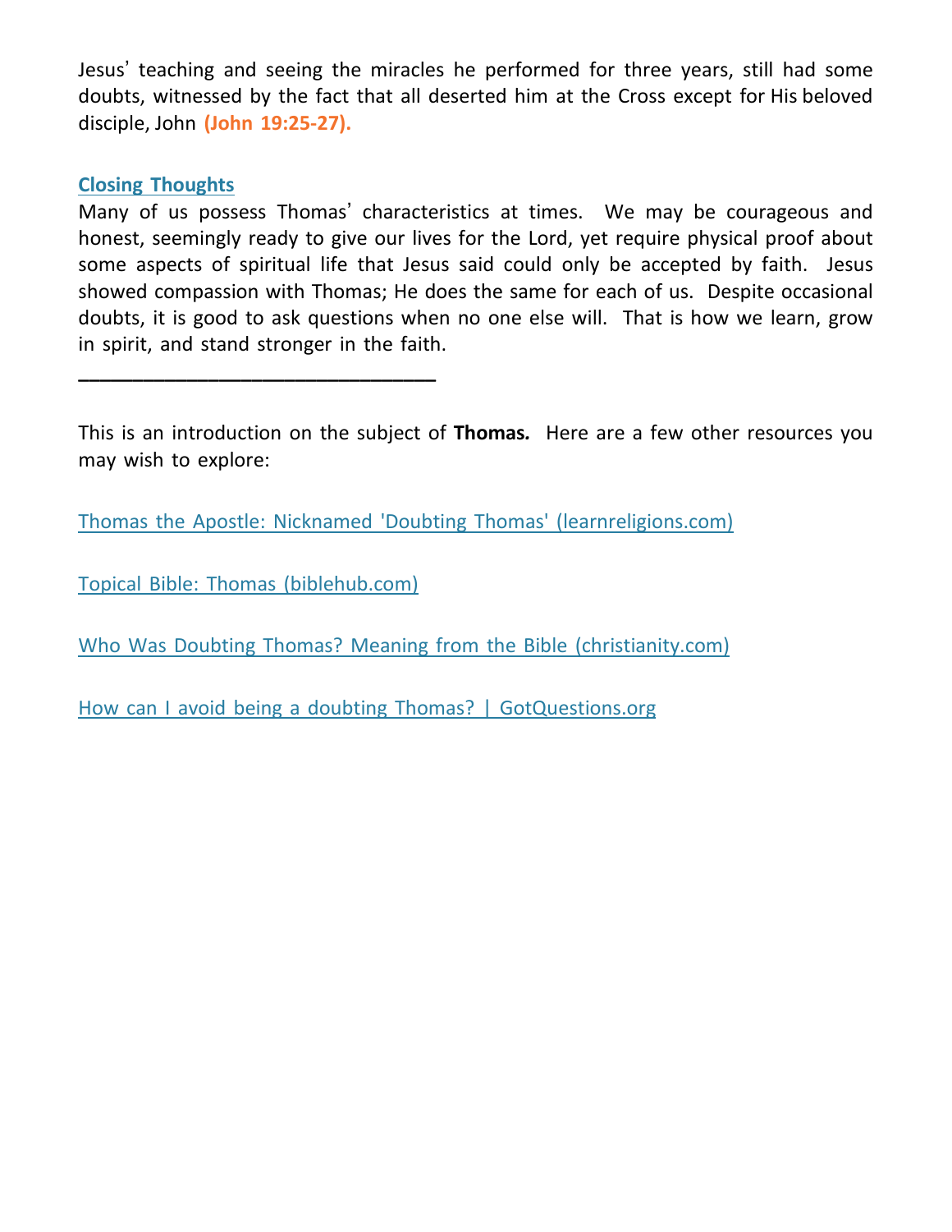Jesus' teaching and seeing the miracles he performed for three years, still had some doubts, witnessed by the fact that all deserted him at the Cross except for His beloved disciple, John **(John 19:25-27).**

## Closing Thoughts

Many of us possess Thomas' characteristics at times. We may be courageous and honest, seemingly ready to give our lives for the Lord, yet require physical proof about some aspects of spiritual life that Jesus said could only be accepted by faith. Jesus showed compassion with Thomas; He does the same for each of us. Despite occasional doubts, it is good to ask questions when no one else will. That is how we learn, grow in spirit, and stand stronger in the faith.

---

This is an introduction on the subject of **Thomas.** Here are a few other resources you may wish to explore:

Thomas the Apostle: Nicknamed 'Doubting Thomas' (learnreligions.com)

Topical Bible: Thomas (biblehub.com)

Who Was Doubting Thomas? Meaning from the Bible (christianity.com)

How can I avoid being a doubting Thomas? | GotQuestions.org